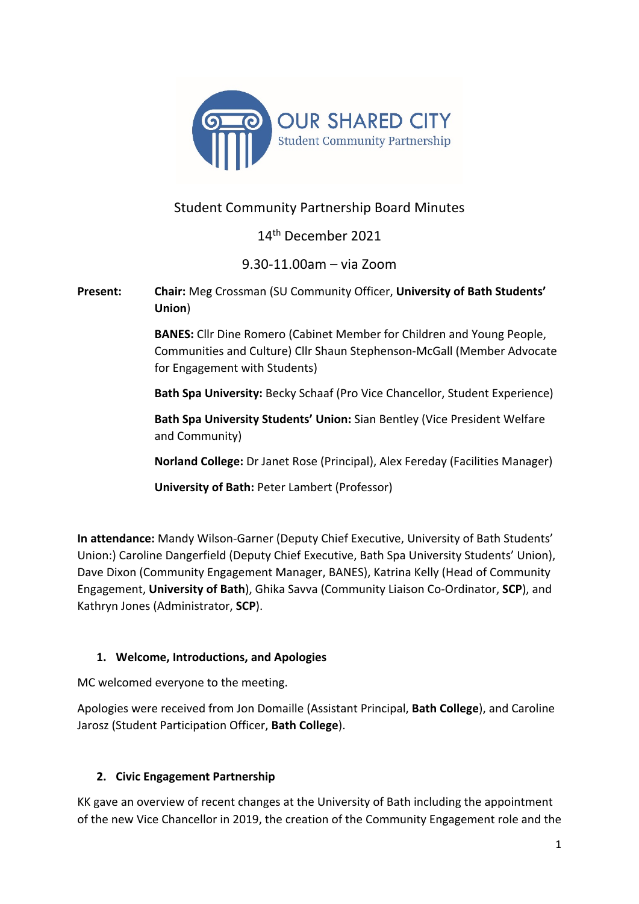OUR SHARED CITY
Student Community Partnership

# Student Community Partnership Board Minutes

14th December 2021

9.30-11.00am – via Zoom

**Present:** **Chair:** Meg Crossman (SU Community Officer, **University of Bath Students' Union**)

**BANES:** Cllr Dine Romero (Cabinet Member for Children and Young People, Communities and Culture) Cllr Shaun Stephenson-McGall (Member Advocate for Engagement with Students)

**Bath Spa University:** Becky Schaaf (Pro Vice Chancellor, Student Experience)

**Bath Spa University Students' Union:** Sian Bentley (Vice President Welfare and Community)

**Norland College:** Dr Janet Rose (Principal), Alex Fereday (Facilities Manager)

**University of Bath:** Peter Lambert (Professor)

**In attendance:** Mandy Wilson-Garner (Deputy Chief Executive, University of Bath Students' Union:) Caroline Dangerfield (Deputy Chief Executive, Bath Spa University Students' Union), Dave Dixon (Community Engagement Manager, BANES), Katrina Kelly (Head of Community Engagement, **University of Bath**), Ghika Savva (Community Liaison Co-Ordinator, **SCP**), and Kathryn Jones (Administrator, **SCP**).

## 1. Welcome, Introductions, and Apologies

MC welcomed everyone to the meeting.

Apologies were received from Jon Domaille (Assistant Principal, **Bath College**), and Caroline Jarosz (Student Participation Officer, **Bath College**).

## 2. Civic Engagement Partnership

KK gave an overview of recent changes at the University of Bath including the appointment of the new Vice Chancellor in 2019, the creation of the Community Engagement role and the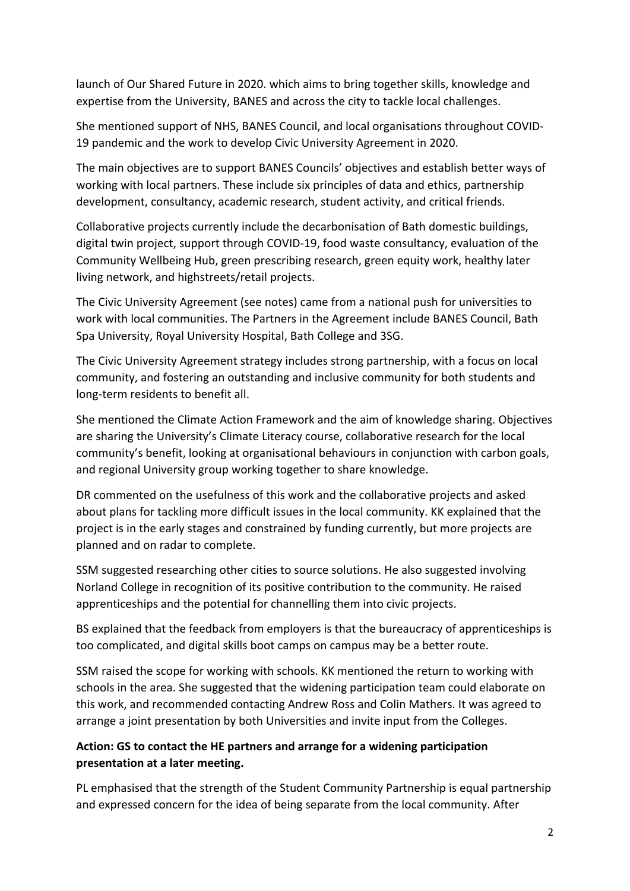launch of Our Shared Future in 2020. which aims to bring together skills, knowledge and expertise from the University, BANES and across the city to tackle local challenges.

She mentioned support of NHS, BANES Council, and local organisations throughout COVID-19 pandemic and the work to develop Civic University Agreement in 2020.

The main objectives are to support BANES Councils' objectives and establish better ways of working with local partners. These include six principles of data and ethics, partnership development, consultancy, academic research, student activity, and critical friends.

Collaborative projects currently include the decarbonisation of Bath domestic buildings, digital twin project, support through COVID-19, food waste consultancy, evaluation of the Community Wellbeing Hub, green prescribing research, green equity work, healthy later living network, and highstreets/retail projects.

The Civic University Agreement (see notes) came from a national push for universities to work with local communities. The Partners in the Agreement include BANES Council, Bath Spa University, Royal University Hospital, Bath College and 3SG.

The Civic University Agreement strategy includes strong partnership, with a focus on local community, and fostering an outstanding and inclusive community for both students and long-term residents to benefit all.

She mentioned the Climate Action Framework and the aim of knowledge sharing. Objectives are sharing the University's Climate Literacy course, collaborative research for the local community's benefit, looking at organisational behaviours in conjunction with carbon goals, and regional University group working together to share knowledge.

DR commented on the usefulness of this work and the collaborative projects and asked about plans for tackling more difficult issues in the local community. KK explained that the project is in the early stages and constrained by funding currently, but more projects are planned and on radar to complete.

SSM suggested researching other cities to source solutions. He also suggested involving Norland College in recognition of its positive contribution to the community. He raised apprenticeships and the potential for channelling them into civic projects.

BS explained that the feedback from employers is that the bureaucracy of apprenticeships is too complicated, and digital skills boot camps on campus may be a better route.

SSM raised the scope for working with schools. KK mentioned the return to working with schools in the area. She suggested that the widening participation team could elaborate on this work, and recommended contacting Andrew Ross and Colin Mathers. It was agreed to arrange a joint presentation by both Universities and invite input from the Colleges.

**Action: GS to contact the HE partners and arrange for a widening participation presentation at a later meeting.**

PL emphasised that the strength of the Student Community Partnership is equal partnership and expressed concern for the idea of being separate from the local community. After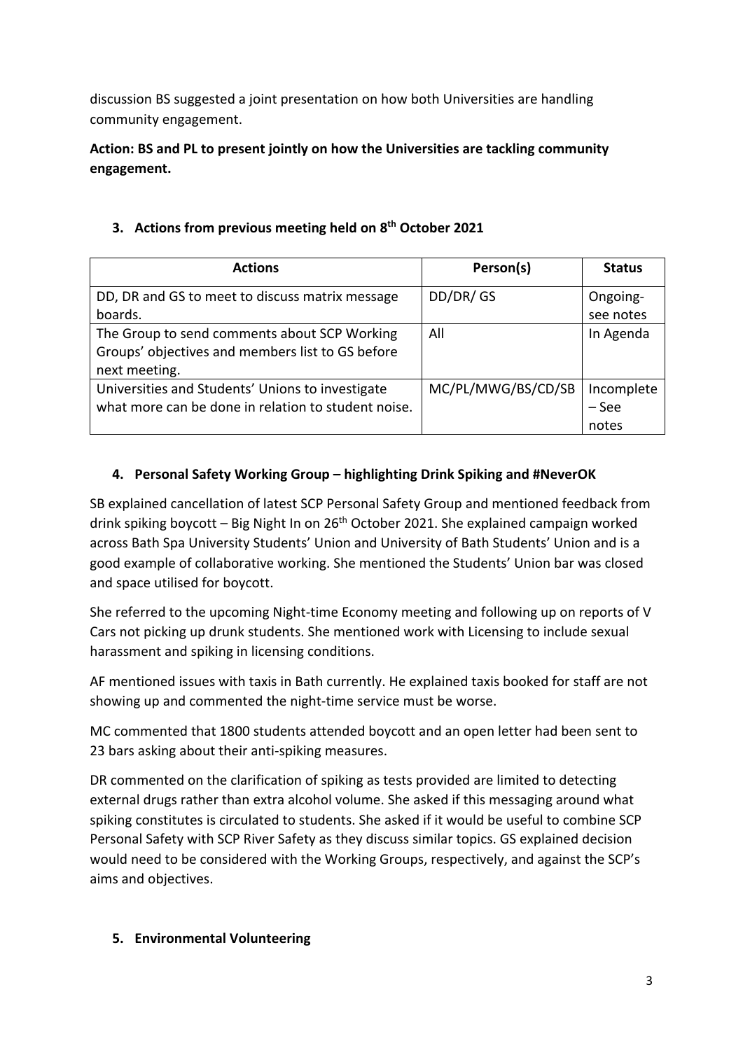discussion BS suggested a joint presentation on how both Universities are handling community engagement.

**Action: BS and PL to present jointly on how the Universities are tackling community engagement.**

## 3. Actions from previous meeting held on 8th October 2021

| Actions | Person(s) | Status |
|---|---|---|
| DD, DR and GS to meet to discuss matrix message boards. | DD/DR/ GS | Ongoing- see notes |
| The Group to send comments about SCP Working Groups' objectives and members list to GS before next meeting. | All | In Agenda |
| Universities and Students' Unions to investigate what more can be done in relation to student noise. | MC/PL/MWG/BS/CD/SB | Incomplete – See notes |

## 4. Personal Safety Working Group – highlighting Drink Spiking and #NeverOK

SB explained cancellation of latest SCP Personal Safety Group and mentioned feedback from drink spiking boycott – Big Night In on 26th October 2021. She explained campaign worked across Bath Spa University Students' Union and University of Bath Students' Union and is a good example of collaborative working. She mentioned the Students' Union bar was closed and space utilised for boycott.

She referred to the upcoming Night-time Economy meeting and following up on reports of V Cars not picking up drunk students. She mentioned work with Licensing to include sexual harassment and spiking in licensing conditions.

AF mentioned issues with taxis in Bath currently. He explained taxis booked for staff are not showing up and commented the night-time service must be worse.

MC commented that 1800 students attended boycott and an open letter had been sent to 23 bars asking about their anti-spiking measures.

DR commented on the clarification of spiking as tests provided are limited to detecting external drugs rather than extra alcohol volume. She asked if this messaging around what spiking constitutes is circulated to students. She asked if it would be useful to combine SCP Personal Safety with SCP River Safety as they discuss similar topics. GS explained decision would need to be considered with the Working Groups, respectively, and against the SCP's aims and objectives.

## 5. Environmental Volunteering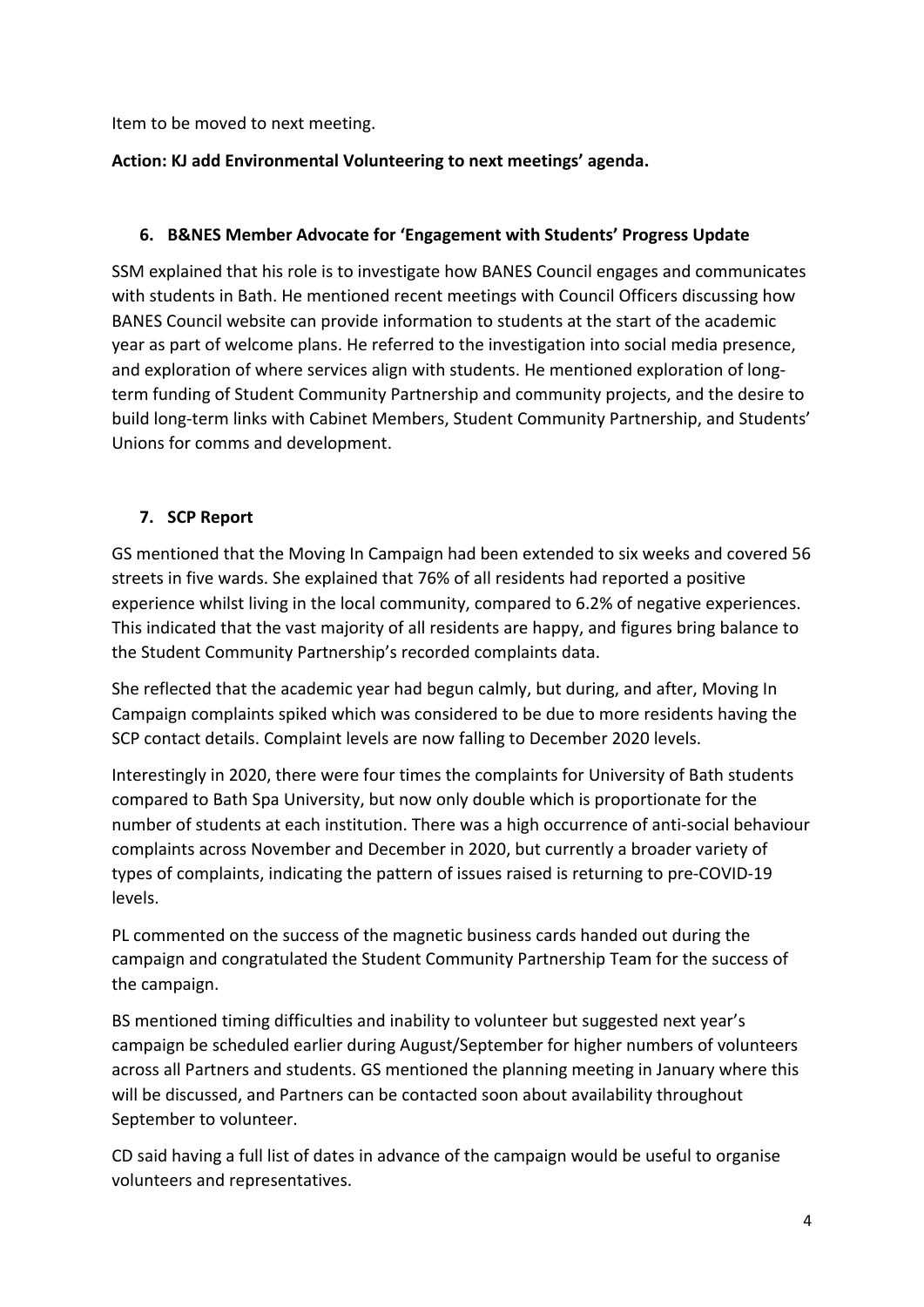Item to be moved to next meeting.

**Action: KJ add Environmental Volunteering to next meetings' agenda.**

## 6. B&NES Member Advocate for 'Engagement with Students' Progress Update

SSM explained that his role is to investigate how BANES Council engages and communicates with students in Bath. He mentioned recent meetings with Council Officers discussing how BANES Council website can provide information to students at the start of the academic year as part of welcome plans. He referred to the investigation into social media presence, and exploration of where services align with students. He mentioned exploration of long-term funding of Student Community Partnership and community projects, and the desire to build long-term links with Cabinet Members, Student Community Partnership, and Students' Unions for comms and development.

## 7. SCP Report

GS mentioned that the Moving In Campaign had been extended to six weeks and covered 56 streets in five wards. She explained that 76% of all residents had reported a positive experience whilst living in the local community, compared to 6.2% of negative experiences. This indicated that the vast majority of all residents are happy, and figures bring balance to the Student Community Partnership's recorded complaints data.

She reflected that the academic year had begun calmly, but during, and after, Moving In Campaign complaints spiked which was considered to be due to more residents having the SCP contact details. Complaint levels are now falling to December 2020 levels.

Interestingly in 2020, there were four times the complaints for University of Bath students compared to Bath Spa University, but now only double which is proportionate for the number of students at each institution. There was a high occurrence of anti-social behaviour complaints across November and December in 2020, but currently a broader variety of types of complaints, indicating the pattern of issues raised is returning to pre-COVID-19 levels.

PL commented on the success of the magnetic business cards handed out during the campaign and congratulated the Student Community Partnership Team for the success of the campaign.

BS mentioned timing difficulties and inability to volunteer but suggested next year's campaign be scheduled earlier during August/September for higher numbers of volunteers across all Partners and students. GS mentioned the planning meeting in January where this will be discussed, and Partners can be contacted soon about availability throughout September to volunteer.

CD said having a full list of dates in advance of the campaign would be useful to organise volunteers and representatives.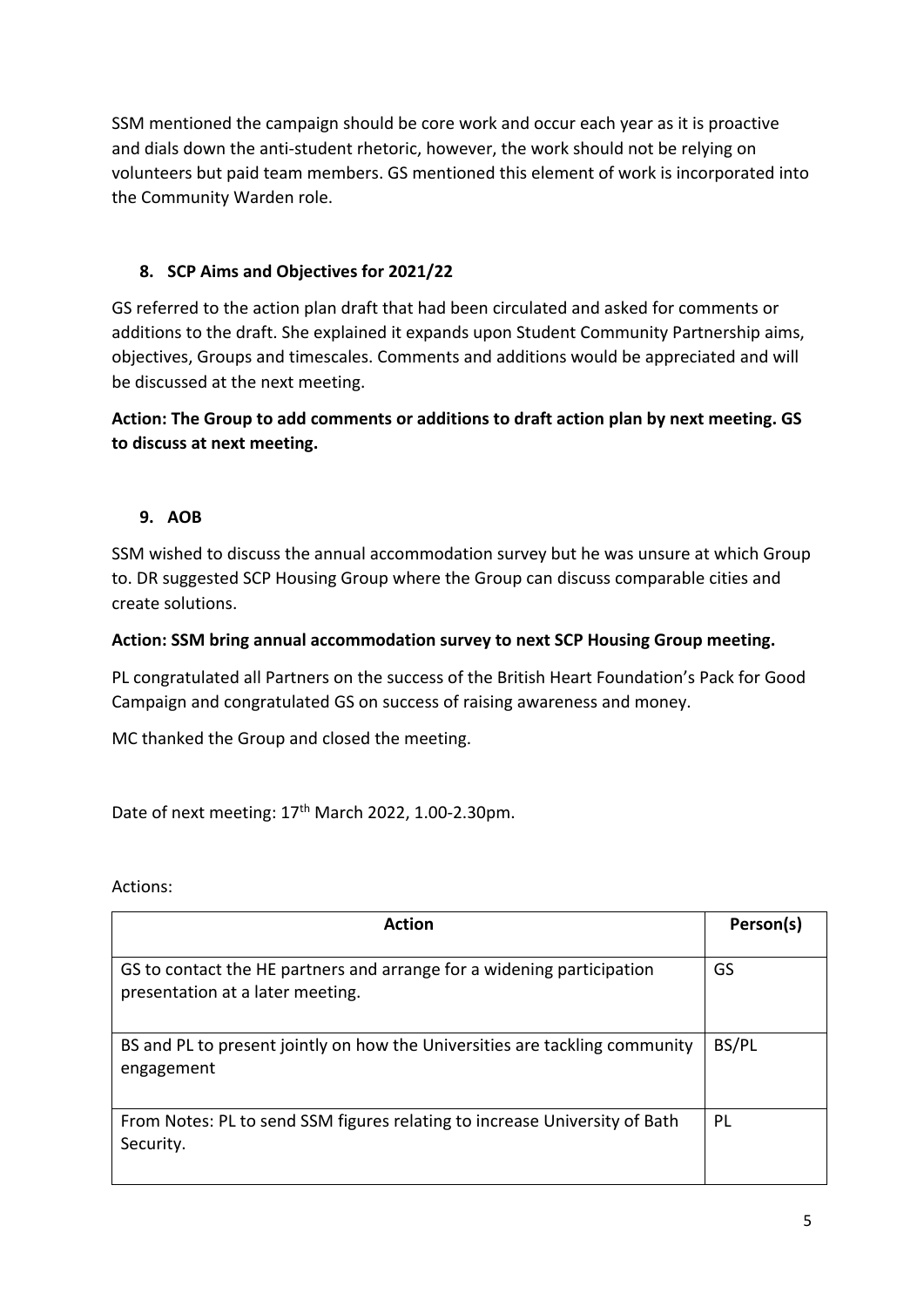SSM mentioned the campaign should be core work and occur each year as it is proactive and dials down the anti-student rhetoric, however, the work should not be relying on volunteers but paid team members. GS mentioned this element of work is incorporated into the Community Warden role.

## 8. SCP Aims and Objectives for 2021/22

GS referred to the action plan draft that had been circulated and asked for comments or additions to the draft. She explained it expands upon Student Community Partnership aims, objectives, Groups and timescales. Comments and additions would be appreciated and will be discussed at the next meeting.

**Action: The Group to add comments or additions to draft action plan by next meeting. GS to discuss at next meeting.**

## 9. AOB

SSM wished to discuss the annual accommodation survey but he was unsure at which Group to. DR suggested SCP Housing Group where the Group can discuss comparable cities and create solutions.

**Action: SSM bring annual accommodation survey to next SCP Housing Group meeting.**

PL congratulated all Partners on the success of the British Heart Foundation's Pack for Good Campaign and congratulated GS on success of raising awareness and money.

MC thanked the Group and closed the meeting.

Date of next meeting: 17th March 2022, 1.00-2.30pm.

Actions:

| Action | Person(s) |
|---|---|
| GS to contact the HE partners and arrange for a widening participation presentation at a later meeting. | GS |
| BS and PL to present jointly on how the Universities are tackling community engagement | BS/PL |
| From Notes: PL to send SSM figures relating to increase University of Bath Security. | PL |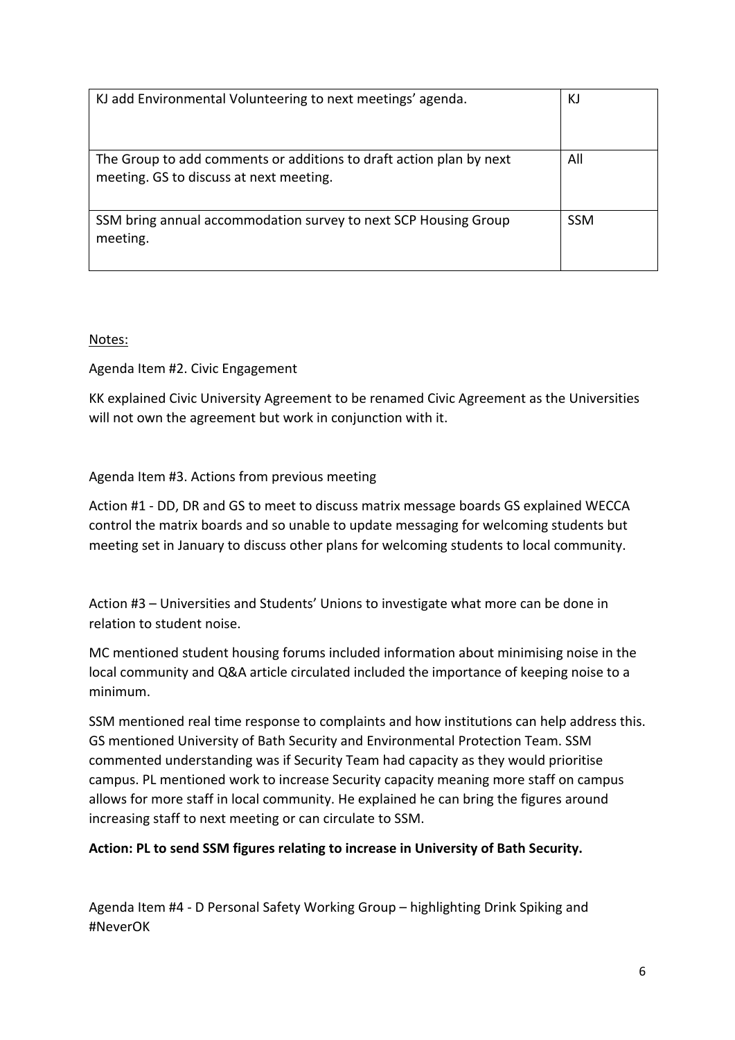| KJ add Environmental Volunteering to next meetings' agenda. | KJ |
|---|---|
| The Group to add comments or additions to draft action plan by next meeting. GS to discuss at next meeting. | All |
| SSM bring annual accommodation survey to next SCP Housing Group meeting. | SSM |

Notes:

Agenda Item #2. Civic Engagement

KK explained Civic University Agreement to be renamed Civic Agreement as the Universities will not own the agreement but work in conjunction with it.

Agenda Item #3. Actions from previous meeting

Action #1 - DD, DR and GS to meet to discuss matrix message boards GS explained WECCA control the matrix boards and so unable to update messaging for welcoming students but meeting set in January to discuss other plans for welcoming students to local community.

Action #3 – Universities and Students' Unions to investigate what more can be done in relation to student noise.

MC mentioned student housing forums included information about minimising noise in the local community and Q&A article circulated included the importance of keeping noise to a minimum.

SSM mentioned real time response to complaints and how institutions can help address this. GS mentioned University of Bath Security and Environmental Protection Team. SSM commented understanding was if Security Team had capacity as they would prioritise campus. PL mentioned work to increase Security capacity meaning more staff on campus allows for more staff in local community. He explained he can bring the figures around increasing staff to next meeting or can circulate to SSM.

**Action: PL to send SSM figures relating to increase in University of Bath Security.**

Agenda Item #4 - D Personal Safety Working Group – highlighting Drink Spiking and #NeverOK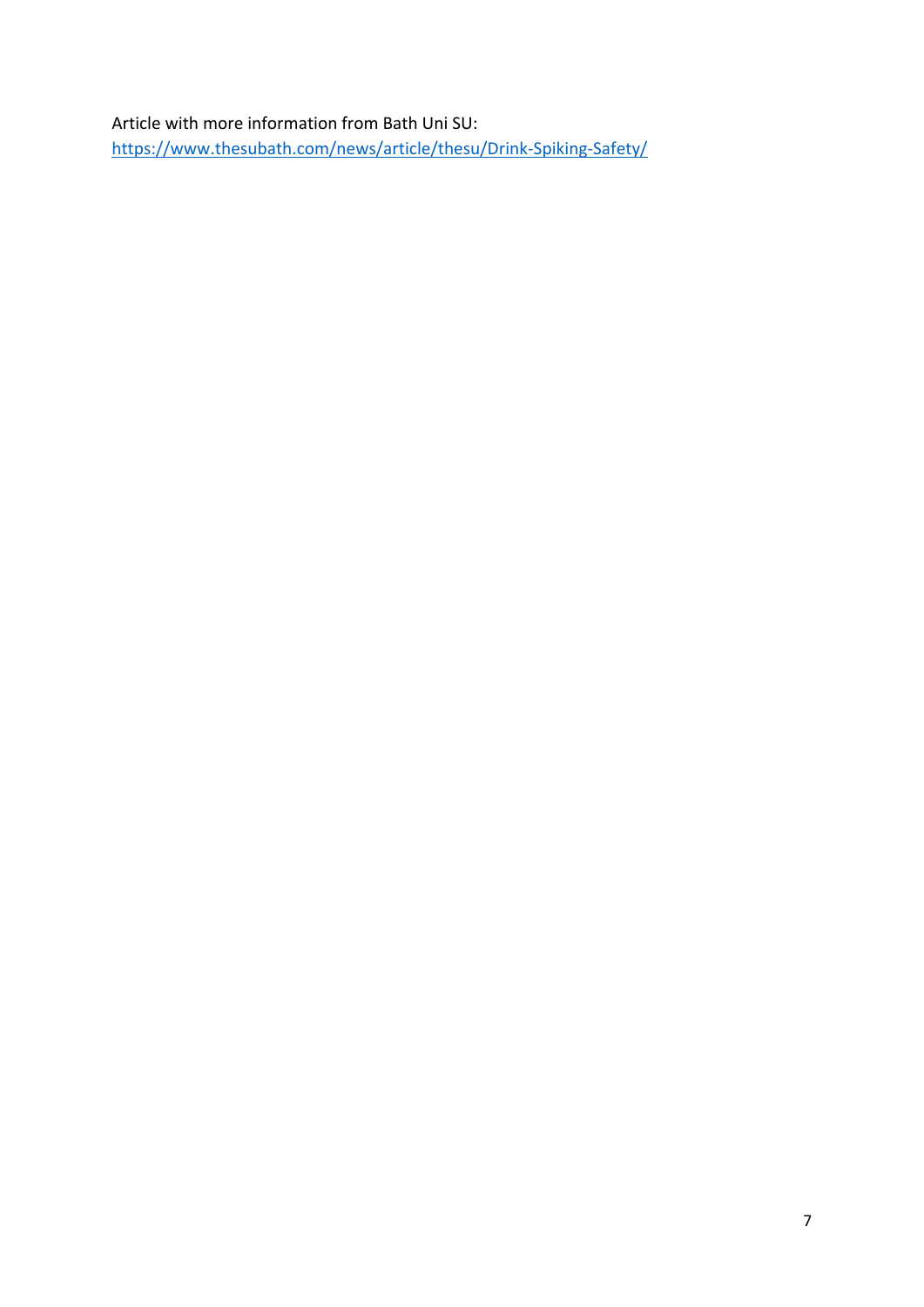Article with more information from Bath Uni SU:
https://www.thesubath.com/news/article/thesu/Drink-Spiking-Safety/